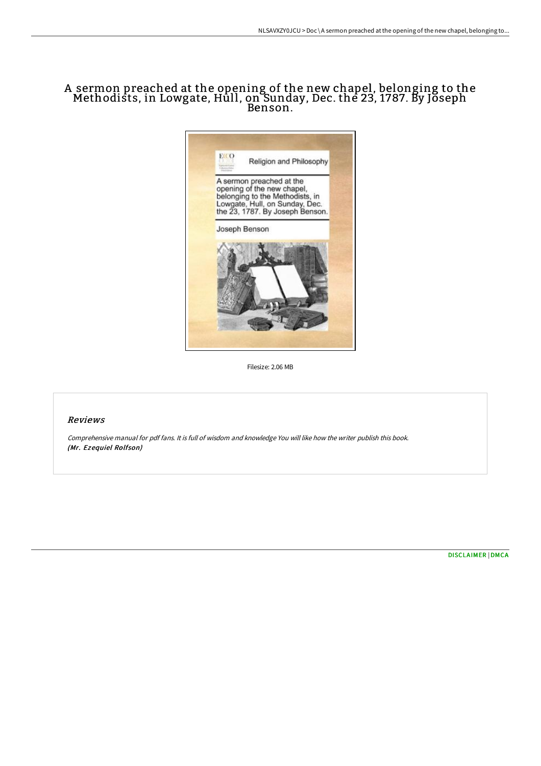# A sermon preached at the opening of the new chapel, belonging to the Methodists, in Lowgate, Hull, on Sunday, Dec. the 23, 1787. By Joseph Benson.

Filesize: 2.06 MB

## Reviews

*Comprehensive manual for pdf fans. It is full of wisdom and knowledge You will like how the writer publish this book.*
***(Mr. Ezequiel Rolfson)***

DISCLAIMER | DMCA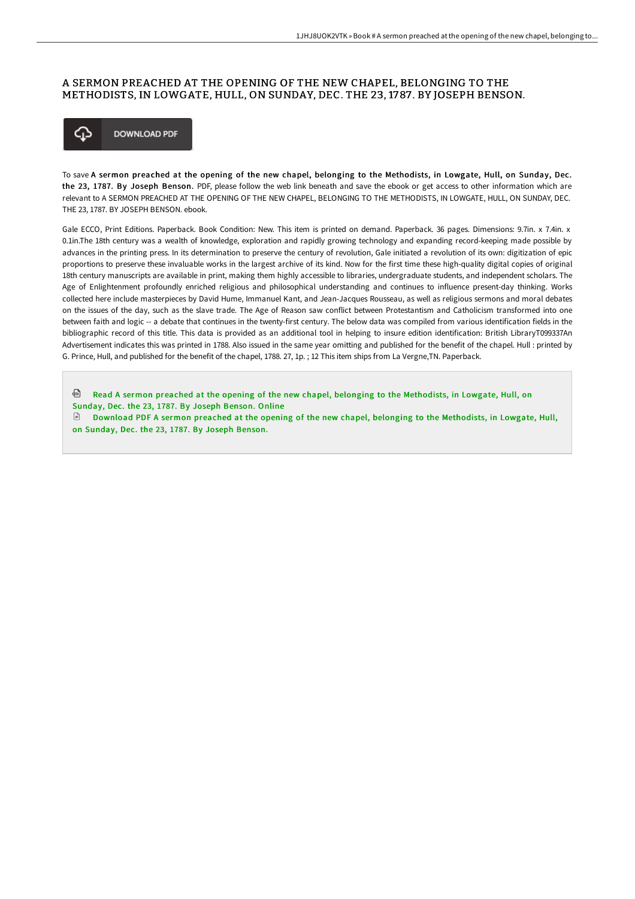## A SERMON PREACHED AT THE OPENING OF THE NEW CHAPEL, BELONGING TO THE METHODISTS, IN LOWGATE, HULL, ON SUNDAY, DEC. THE 23, 1787. BY JOSEPH BENSON.

DOWNLOAD PDF

To save **A sermon preached at the opening of the new chapel, belonging to the Methodists, in Lowgate, Hull, on Sunday, Dec. the 23, 1787. By Joseph Benson.** PDF, please follow the web link beneath and save the ebook or get access to other information which are relevant to A SERMON PREACHED AT THE OPENING OF THE NEW CHAPEL, BELONGING TO THE METHODISTS, IN LOWGATE, HULL, ON SUNDAY, DEC. THE 23, 1787. BY JOSEPH BENSON. ebook.

Gale ECCO, Print Editions. Paperback. Book Condition: New. This item is printed on demand. Paperback. 36 pages. Dimensions: 9.7in. x 7.4in. x 0.1in.The 18th century was a wealth of knowledge, exploration and rapidly growing technology and expanding record-keeping made possible by advances in the printing press. In its determination to preserve the century of revolution, Gale initiated a revolution of its own: digitization of epic proportions to preserve these invaluable works in the largest archive of its kind. Now for the first time these high-quality digital copies of original 18th century manuscripts are available in print, making them highly accessible to libraries, undergraduate students, and independent scholars. The Age of Enlightenment profoundly enriched religious and philosophical understanding and continues to influence present-day thinking. Works collected here include masterpieces by David Hume, Immanuel Kant, and Jean-Jacques Rousseau, as well as religious sermons and moral debates on the issues of the day, such as the slave trade. The Age of Reason saw conflict between Protestantism and Catholicism transformed into one between faith and logic -- a debate that continues in the twenty-first century. The below data was compiled from various identification fields in the bibliographic record of this title. This data is provided as an additional tool in helping to insure edition identification: British LibraryT099337An Advertisement indicates this was printed in 1788. Also issued in the same year omitting and published for the benefit of the chapel. Hull : printed by G. Prince, Hull, and published for the benefit of the chapel, 1788. 27, 1p. ; 12 This item ships from La Vergne,TN. Paperback.

- Read A sermon preached at the opening of the new chapel, belonging to the Methodists, in Lowgate, Hull, on Sunday, Dec. the 23, 1787. By Joseph Benson. Online
- Download PDF A sermon preached at the opening of the new chapel, belonging to the Methodists, in Lowgate, Hull, on Sunday, Dec. the 23, 1787. By Joseph Benson.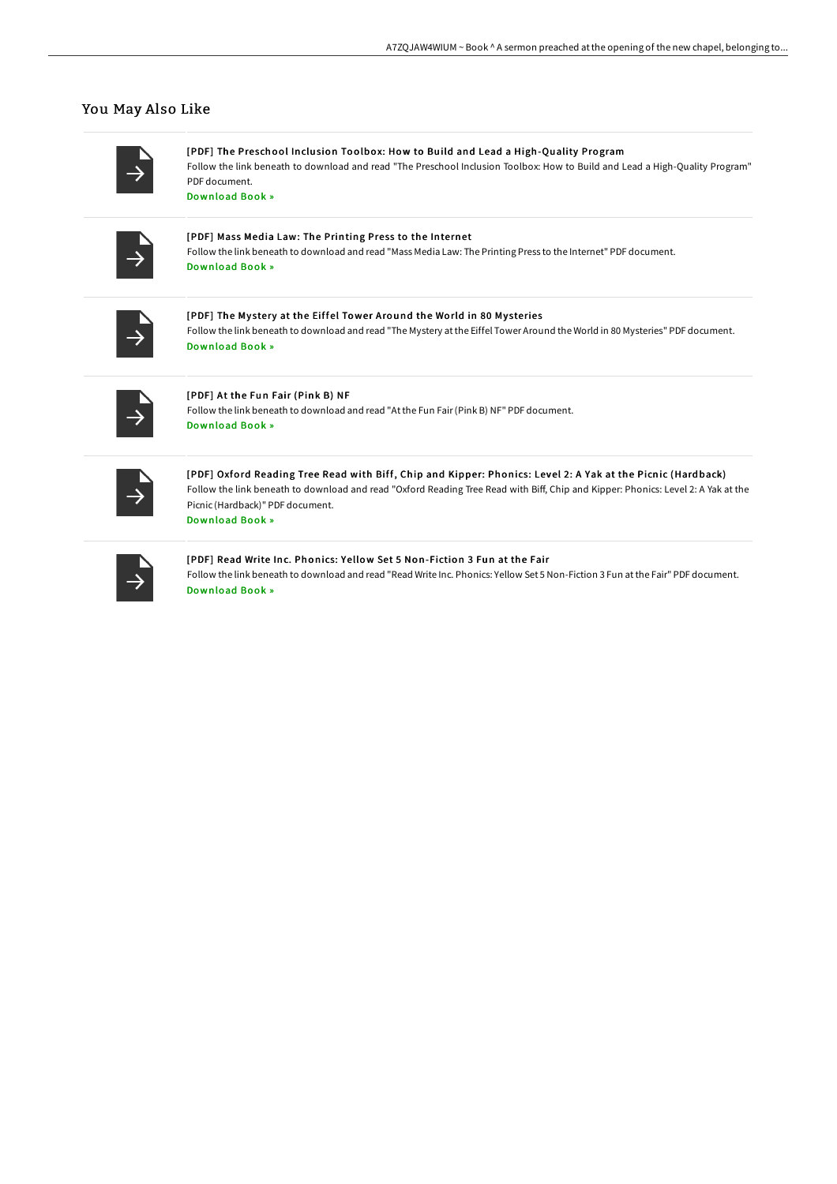## You May Also Like

**[PDF] The Preschool Inclusion Toolbox: How to Build and Lead a High-Quality Program**

Follow the link beneath to download and read "The Preschool Inclusion Toolbox: How to Build and Lead a High-Quality Program" PDF document.

Download Book »

**[PDF] Mass Media Law: The Printing Press to the Internet**

Follow the link beneath to download and read "Mass Media Law: The Printing Press to the Internet" PDF document.

Download Book »

**[PDF] The Mystery at the Eiffel Tower Around the World in 80 Mysteries**

Follow the link beneath to download and read "The Mystery at the Eiffel Tower Around the World in 80 Mysteries" PDF document.

Download Book »

**[PDF] At the Fun Fair (Pink B) NF**

Follow the link beneath to download and read "At the Fun Fair (Pink B) NF" PDF document.

Download Book »

**[PDF] Oxford Reading Tree Read with Biff, Chip and Kipper: Phonics: Level 2: A Yak at the Picnic (Hardback)**

Follow the link beneath to download and read "Oxford Reading Tree Read with Biff, Chip and Kipper: Phonics: Level 2: A Yak at the Picnic (Hardback)" PDF document.

Download Book »

**[PDF] Read Write Inc. Phonics: Yellow Set 5 Non-Fiction 3 Fun at the Fair**

Follow the link beneath to download and read "Read Write Inc. Phonics: Yellow Set 5 Non-Fiction 3 Fun at the Fair" PDF document.

Download Book »